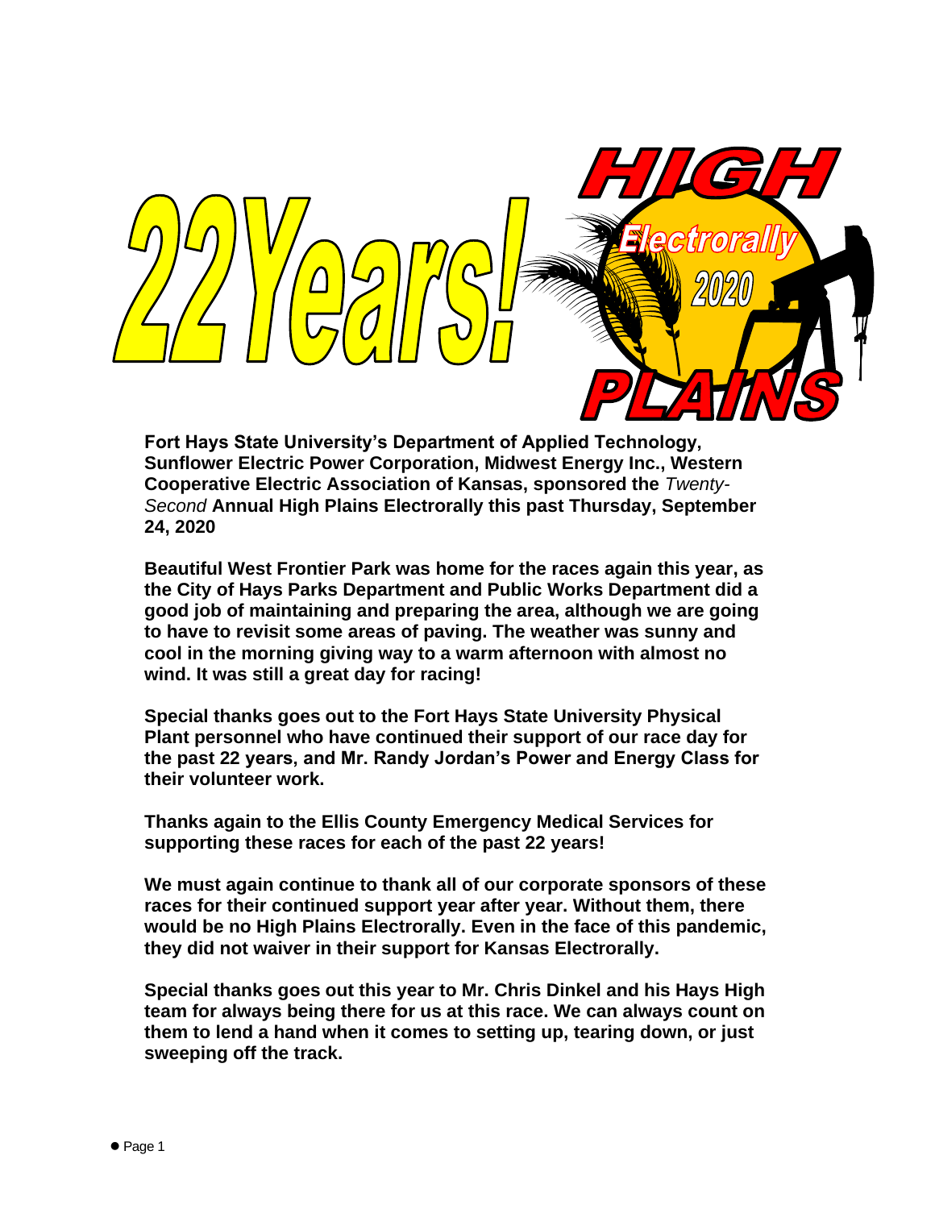# 22 Years!

# HIGH PLAINS Electrorally 2020

**Fort Hays State University's Department of Applied Technology, Sunflower Electric Power Corporation, Midwest Energy Inc., Western Cooperative Electric Association of Kansas, sponsored the *Twenty-Second* Annual High Plains Electrorally this past Thursday, September 24, 2020**

**Beautiful West Frontier Park was home for the races again this year, as the City of Hays Parks Department and Public Works Department did a good job of maintaining and preparing the area, although we are going to have to revisit some areas of paving. The weather was sunny and cool in the morning giving way to a warm afternoon with almost no wind. It was still a great day for racing!**

**Special thanks goes out to the Fort Hays State University Physical Plant personnel who have continued their support of our race day for the past 22 years, and Mr. Randy Jordan's Power and Energy Class for their volunteer work.**

**Thanks again to the Ellis County Emergency Medical Services for supporting these races for each of the past 22 years!**

**We must again continue to thank all of our corporate sponsors of these races for their continued support year after year. Without them, there would be no High Plains Electrorally. Even in the face of this pandemic, they did not waiver in their support for Kansas Electrorally.**

**Special thanks goes out this year to Mr. Chris Dinkel and his Hays High team for always being there for us at this race. We can always count on them to lend a hand when it comes to setting up, tearing down, or just sweeping off the track.**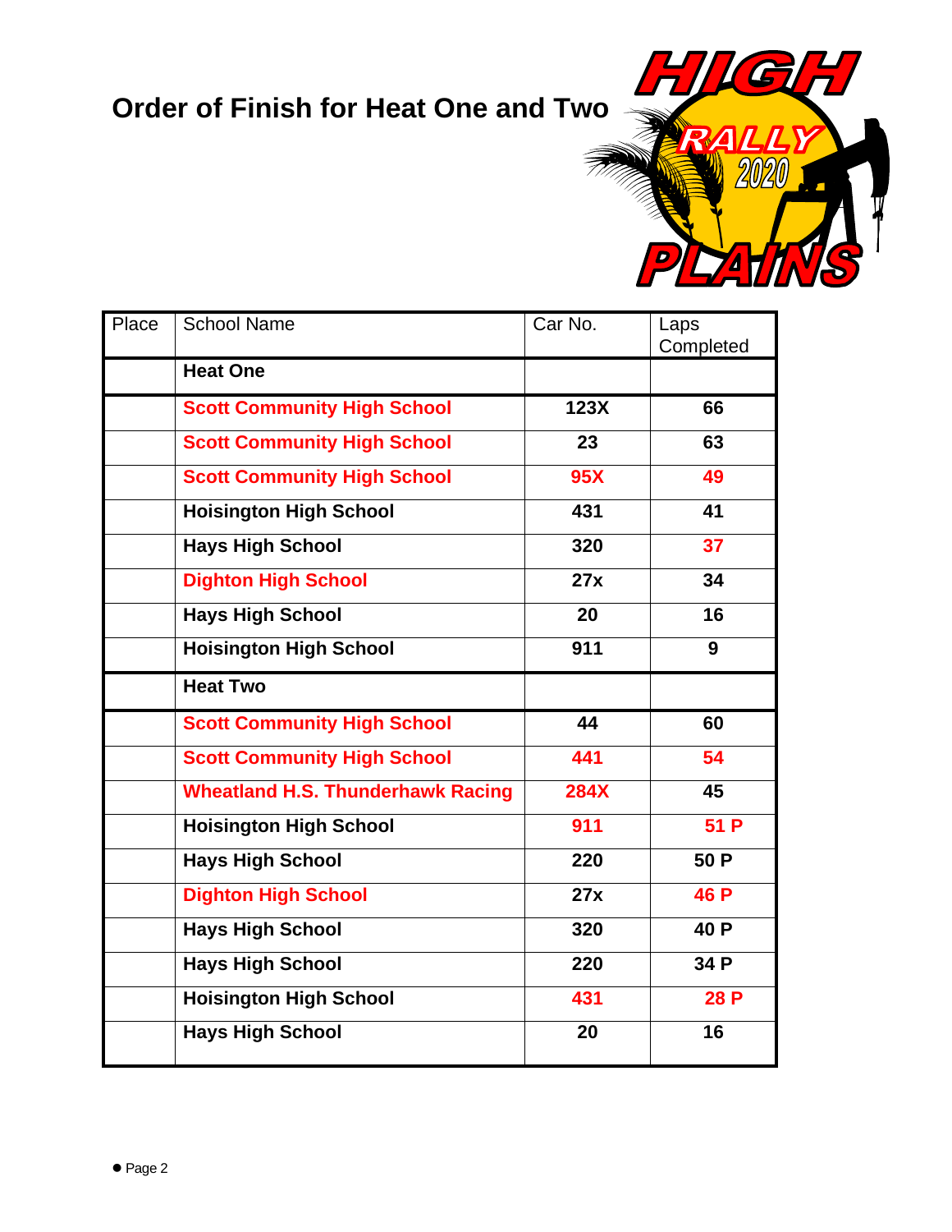## Order of Finish for Heat One and Two

| Place | School Name | Car No. | Laps Completed |
|---|---|---|---|
| | **Heat One** | | |
| | **Scott Community High School** | **123X** | **66** |
| | **Scott Community High School** | **23** | **63** |
| | **Scott Community High School** | **95X** | **49** |
| | **Hoisington High School** | **431** | **41** |
| | **Hays High School** | **320** | **37** |
| | **Dighton High School** | **27x** | **34** |
| | **Hays High School** | **20** | **16** |
| | **Hoisington High School** | **911** | **9** |
| | **Heat Two** | | |
| | **Scott Community High School** | **44** | **60** |
| | **Scott Community High School** | **441** | **54** |
| | **Wheatland H.S. Thunderhawk Racing** | **284X** | **45** |
| | **Hoisington High School** | **911** | **51 P** |
| | **Hays High School** | **220** | **50 P** |
| | **Dighton High School** | **27x** | **46 P** |
| | **Hays High School** | **320** | **40 P** |
| | **Hays High School** | **220** | **34 P** |
| | **Hoisington High School** | **431** | **28 P** |
| | **Hays High School** | **20** | **16** |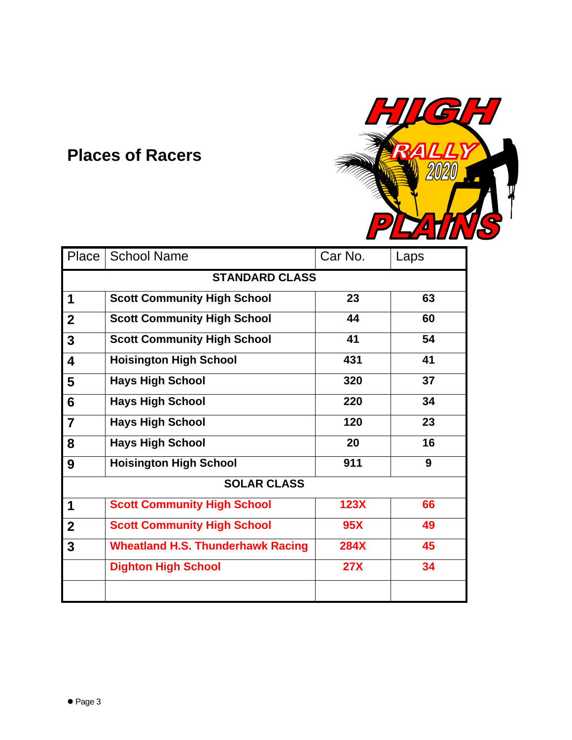# Places of Racers

| Place | School Name | Car No. | Laps |
|---|---|---|---|
| **STANDARD CLASS** | | | |
| **1** | **Scott Community High School** | **23** | **63** |
| **2** | **Scott Community High School** | **44** | **60** |
| **3** | **Scott Community High School** | **41** | **54** |
| **4** | **Hoisington High School** | **431** | **41** |
| **5** | **Hays High School** | **320** | **37** |
| **6** | **Hays High School** | **220** | **34** |
| **7** | **Hays High School** | **120** | **23** |
| **8** | **Hays High School** | **20** | **16** |
| **9** | **Hoisington High School** | **911** | **9** |
| **SOLAR CLASS** | | | |
| **1** | **Scott Community High School** | **123X** | **66** |
| **2** | **Scott Community High School** | **95X** | **49** |
| **3** | **Wheatland H.S. Thunderhawk Racing** | **284X** | **45** |
| | **Dighton High School** | **27X** | **34** |
| | | | |